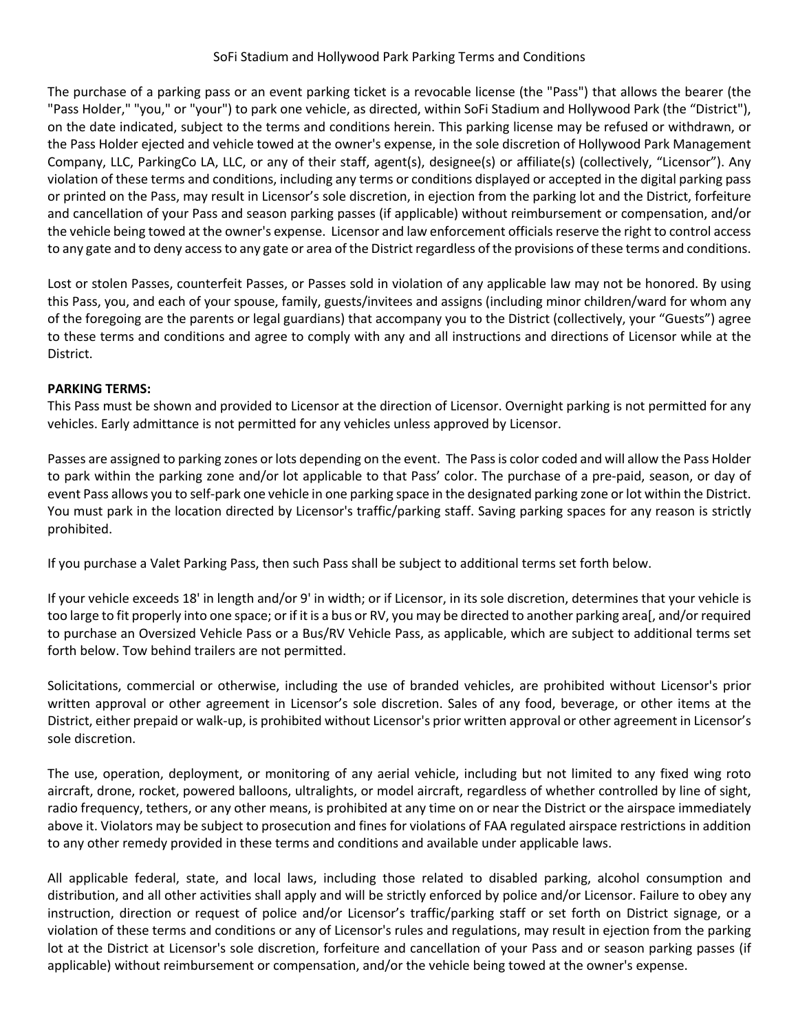# SoFi Stadium and Hollywood Park Parking Terms and Conditions

The purchase of a parking pass or an event parking ticket is a revocable license (the "Pass") that allows the bearer (the "Pass Holder," "you," or "your") to park one vehicle, as directed, within SoFi Stadium and Hollywood Park (the "District"), on the date indicated, subject to the terms and conditions herein. This parking license may be refused or withdrawn, or the Pass Holder ejected and vehicle towed at the owner's expense, in the sole discretion of Hollywood Park Management Company, LLC, ParkingCo LA, LLC, or any of their staff, agent(s), designee(s) or affiliate(s) (collectively, "Licensor"). Any violation of these terms and conditions, including any terms or conditions displayed or accepted in the digital parking pass or printed on the Pass, may result in Licensor's sole discretion, in ejection from the parking lot and the District, forfeiture and cancellation of your Pass and season parking passes (if applicable) without reimbursement or compensation, and/or the vehicle being towed at the owner's expense. Licensor and law enforcement officials reserve the right to control access to any gate and to deny access to any gate or area of the District regardless of the provisions of these terms and conditions.

Lost or stolen Passes, counterfeit Passes, or Passes sold in violation of any applicable law may not be honored. By using this Pass, you, and each of your spouse, family, guests/invitees and assigns (including minor children/ward for whom any of the foregoing are the parents or legal guardians) that accompany you to the District (collectively, your "Guests") agree to these terms and conditions and agree to comply with any and all instructions and directions of Licensor while at the District.

**PARKING TERMS:**

This Pass must be shown and provided to Licensor at the direction of Licensor. Overnight parking is not permitted for any vehicles. Early admittance is not permitted for any vehicles unless approved by Licensor.

Passes are assigned to parking zones or lots depending on the event. The Pass is color coded and will allow the Pass Holder to park within the parking zone and/or lot applicable to that Pass' color. The purchase of a pre-paid, season, or day of event Pass allows you to self-park one vehicle in one parking space in the designated parking zone or lot within the District. You must park in the location directed by Licensor's traffic/parking staff. Saving parking spaces for any reason is strictly prohibited.

If you purchase a Valet Parking Pass, then such Pass shall be subject to additional terms set forth below.

If your vehicle exceeds 18' in length and/or 9' in width; or if Licensor, in its sole discretion, determines that your vehicle is too large to fit properly into one space; or if it is a bus or RV, you may be directed to another parking area[, and/or required to purchase an Oversized Vehicle Pass or a Bus/RV Vehicle Pass, as applicable, which are subject to additional terms set forth below. Tow behind trailers are not permitted.

Solicitations, commercial or otherwise, including the use of branded vehicles, are prohibited without Licensor's prior written approval or other agreement in Licensor's sole discretion. Sales of any food, beverage, or other items at the District, either prepaid or walk-up, is prohibited without Licensor's prior written approval or other agreement in Licensor's sole discretion.

The use, operation, deployment, or monitoring of any aerial vehicle, including but not limited to any fixed wing roto aircraft, drone, rocket, powered balloons, ultralights, or model aircraft, regardless of whether controlled by line of sight, radio frequency, tethers, or any other means, is prohibited at any time on or near the District or the airspace immediately above it. Violators may be subject to prosecution and fines for violations of FAA regulated airspace restrictions in addition to any other remedy provided in these terms and conditions and available under applicable laws.

All applicable federal, state, and local laws, including those related to disabled parking, alcohol consumption and distribution, and all other activities shall apply and will be strictly enforced by police and/or Licensor. Failure to obey any instruction, direction or request of police and/or Licensor's traffic/parking staff or set forth on District signage, or a violation of these terms and conditions or any of Licensor's rules and regulations, may result in ejection from the parking lot at the District at Licensor's sole discretion, forfeiture and cancellation of your Pass and or season parking passes (if applicable) without reimbursement or compensation, and/or the vehicle being towed at the owner's expense.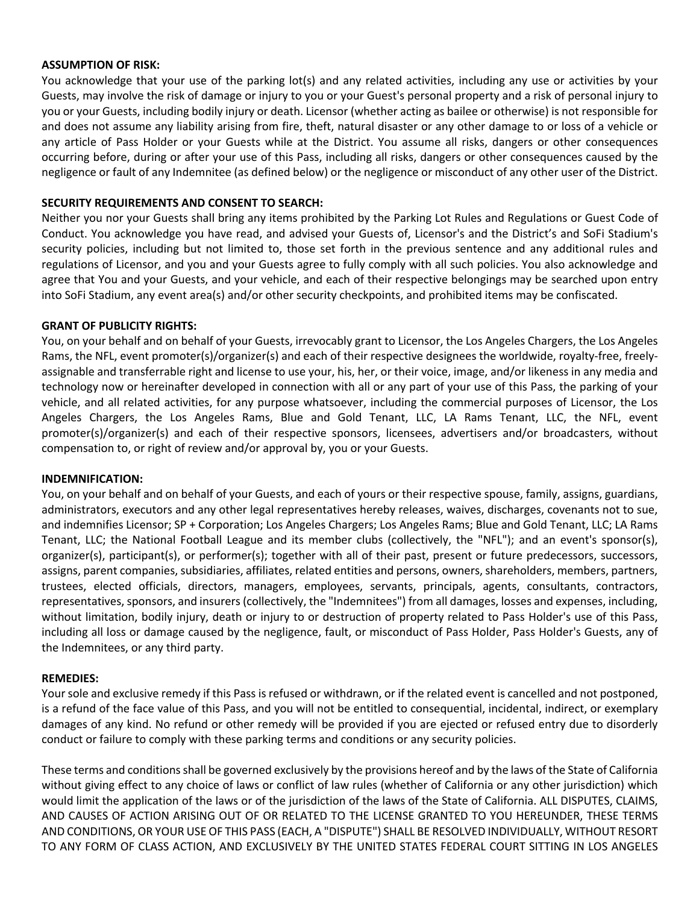**ASSUMPTION OF RISK:**

You acknowledge that your use of the parking lot(s) and any related activities, including any use or activities by your Guests, may involve the risk of damage or injury to you or your Guest's personal property and a risk of personal injury to you or your Guests, including bodily injury or death. Licensor (whether acting as bailee or otherwise) is not responsible for and does not assume any liability arising from fire, theft, natural disaster or any other damage to or loss of a vehicle or any article of Pass Holder or your Guests while at the District. You assume all risks, dangers or other consequences occurring before, during or after your use of this Pass, including all risks, dangers or other consequences caused by the negligence or fault of any Indemnitee (as defined below) or the negligence or misconduct of any other user of the District.

**SECURITY REQUIREMENTS AND CONSENT TO SEARCH:**

Neither you nor your Guests shall bring any items prohibited by the Parking Lot Rules and Regulations or Guest Code of Conduct. You acknowledge you have read, and advised your Guests of, Licensor's and the District's and SoFi Stadium's security policies, including but not limited to, those set forth in the previous sentence and any additional rules and regulations of Licensor, and you and your Guests agree to fully comply with all such policies. You also acknowledge and agree that You and your Guests, and your vehicle, and each of their respective belongings may be searched upon entry into SoFi Stadium, any event area(s) and/or other security checkpoints, and prohibited items may be confiscated.

**GRANT OF PUBLICITY RIGHTS:**

You, on your behalf and on behalf of your Guests, irrevocably grant to Licensor, the Los Angeles Chargers, the Los Angeles Rams, the NFL, event promoter(s)/organizer(s) and each of their respective designees the worldwide, royalty-free, freely-assignable and transferrable right and license to use your, his, her, or their voice, image, and/or likeness in any media and technology now or hereinafter developed in connection with all or any part of your use of this Pass, the parking of your vehicle, and all related activities, for any purpose whatsoever, including the commercial purposes of Licensor, the Los Angeles Chargers, the Los Angeles Rams, Blue and Gold Tenant, LLC, LA Rams Tenant, LLC, the NFL, event promoter(s)/organizer(s) and each of their respective sponsors, licensees, advertisers and/or broadcasters, without compensation to, or right of review and/or approval by, you or your Guests.

**INDEMNIFICATION:**

You, on your behalf and on behalf of your Guests, and each of yours or their respective spouse, family, assigns, guardians, administrators, executors and any other legal representatives hereby releases, waives, discharges, covenants not to sue, and indemnifies Licensor; SP + Corporation; Los Angeles Chargers; Los Angeles Rams; Blue and Gold Tenant, LLC; LA Rams Tenant, LLC; the National Football League and its member clubs (collectively, the "NFL"); and an event's sponsor(s), organizer(s), participant(s), or performer(s); together with all of their past, present or future predecessors, successors, assigns, parent companies, subsidiaries, affiliates, related entities and persons, owners, shareholders, members, partners, trustees, elected officials, directors, managers, employees, servants, principals, agents, consultants, contractors, representatives, sponsors, and insurers (collectively, the "Indemnitees") from all damages, losses and expenses, including, without limitation, bodily injury, death or injury to or destruction of property related to Pass Holder's use of this Pass, including all loss or damage caused by the negligence, fault, or misconduct of Pass Holder, Pass Holder's Guests, any of the Indemnitees, or any third party.

**REMEDIES:**

Your sole and exclusive remedy if this Pass is refused or withdrawn, or if the related event is cancelled and not postponed, is a refund of the face value of this Pass, and you will not be entitled to consequential, incidental, indirect, or exemplary damages of any kind. No refund or other remedy will be provided if you are ejected or refused entry due to disorderly conduct or failure to comply with these parking terms and conditions or any security policies.

These terms and conditions shall be governed exclusively by the provisions hereof and by the laws of the State of California without giving effect to any choice of laws or conflict of law rules (whether of California or any other jurisdiction) which would limit the application of the laws or of the jurisdiction of the laws of the State of California. ALL DISPUTES, CLAIMS, AND CAUSES OF ACTION ARISING OUT OF OR RELATED TO THE LICENSE GRANTED TO YOU HEREUNDER, THESE TERMS AND CONDITIONS, OR YOUR USE OF THIS PASS (EACH, A "DISPUTE") SHALL BE RESOLVED INDIVIDUALLY, WITHOUT RESORT TO ANY FORM OF CLASS ACTION, AND EXCLUSIVELY BY THE UNITED STATES FEDERAL COURT SITTING IN LOS ANGELES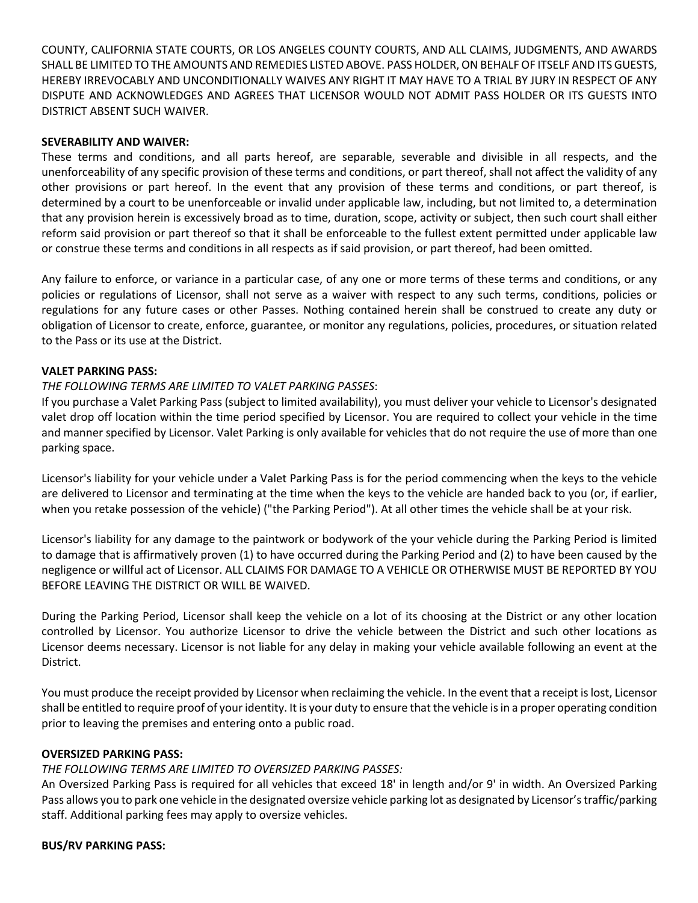COUNTY, CALIFORNIA STATE COURTS, OR LOS ANGELES COUNTY COURTS, AND ALL CLAIMS, JUDGMENTS, AND AWARDS SHALL BE LIMITED TO THE AMOUNTS AND REMEDIES LISTED ABOVE. PASS HOLDER, ON BEHALF OF ITSELF AND ITS GUESTS, HEREBY IRREVOCABLY AND UNCONDITIONALLY WAIVES ANY RIGHT IT MAY HAVE TO A TRIAL BY JURY IN RESPECT OF ANY DISPUTE AND ACKNOWLEDGES AND AGREES THAT LICENSOR WOULD NOT ADMIT PASS HOLDER OR ITS GUESTS INTO DISTRICT ABSENT SUCH WAIVER.

**SEVERABILITY AND WAIVER:**

These terms and conditions, and all parts hereof, are separable, severable and divisible in all respects, and the unenforceability of any specific provision of these terms and conditions, or part thereof, shall not affect the validity of any other provisions or part hereof. In the event that any provision of these terms and conditions, or part thereof, is determined by a court to be unenforceable or invalid under applicable law, including, but not limited to, a determination that any provision herein is excessively broad as to time, duration, scope, activity or subject, then such court shall either reform said provision or part thereof so that it shall be enforceable to the fullest extent permitted under applicable law or construe these terms and conditions in all respects as if said provision, or part thereof, had been omitted.

Any failure to enforce, or variance in a particular case, of any one or more terms of these terms and conditions, or any policies or regulations of Licensor, shall not serve as a waiver with respect to any such terms, conditions, policies or regulations for any future cases or other Passes. Nothing contained herein shall be construed to create any duty or obligation of Licensor to create, enforce, guarantee, or monitor any regulations, policies, procedures, or situation related to the Pass or its use at the District.

**VALET PARKING PASS:**

*THE FOLLOWING TERMS ARE LIMITED TO VALET PARKING PASSES*:

If you purchase a Valet Parking Pass (subject to limited availability), you must deliver your vehicle to Licensor's designated valet drop off location within the time period specified by Licensor. You are required to collect your vehicle in the time and manner specified by Licensor. Valet Parking is only available for vehicles that do not require the use of more than one parking space.

Licensor's liability for your vehicle under a Valet Parking Pass is for the period commencing when the keys to the vehicle are delivered to Licensor and terminating at the time when the keys to the vehicle are handed back to you (or, if earlier, when you retake possession of the vehicle) ("the Parking Period"). At all other times the vehicle shall be at your risk.

Licensor's liability for any damage to the paintwork or bodywork of the your vehicle during the Parking Period is limited to damage that is affirmatively proven (1) to have occurred during the Parking Period and (2) to have been caused by the negligence or willful act of Licensor. ALL CLAIMS FOR DAMAGE TO A VEHICLE OR OTHERWISE MUST BE REPORTED BY YOU BEFORE LEAVING THE DISTRICT OR WILL BE WAIVED.

During the Parking Period, Licensor shall keep the vehicle on a lot of its choosing at the District or any other location controlled by Licensor. You authorize Licensor to drive the vehicle between the District and such other locations as Licensor deems necessary. Licensor is not liable for any delay in making your vehicle available following an event at the District.

You must produce the receipt provided by Licensor when reclaiming the vehicle. In the event that a receipt is lost, Licensor shall be entitled to require proof of your identity. It is your duty to ensure that the vehicle is in a proper operating condition prior to leaving the premises and entering onto a public road.

**OVERSIZED PARKING PASS:**

*THE FOLLOWING TERMS ARE LIMITED TO OVERSIZED PARKING PASSES:*

An Oversized Parking Pass is required for all vehicles that exceed 18' in length and/or 9' in width. An Oversized Parking Pass allows you to park one vehicle in the designated oversize vehicle parking lot as designated by Licensor's traffic/parking staff. Additional parking fees may apply to oversize vehicles.

**BUS/RV PARKING PASS:**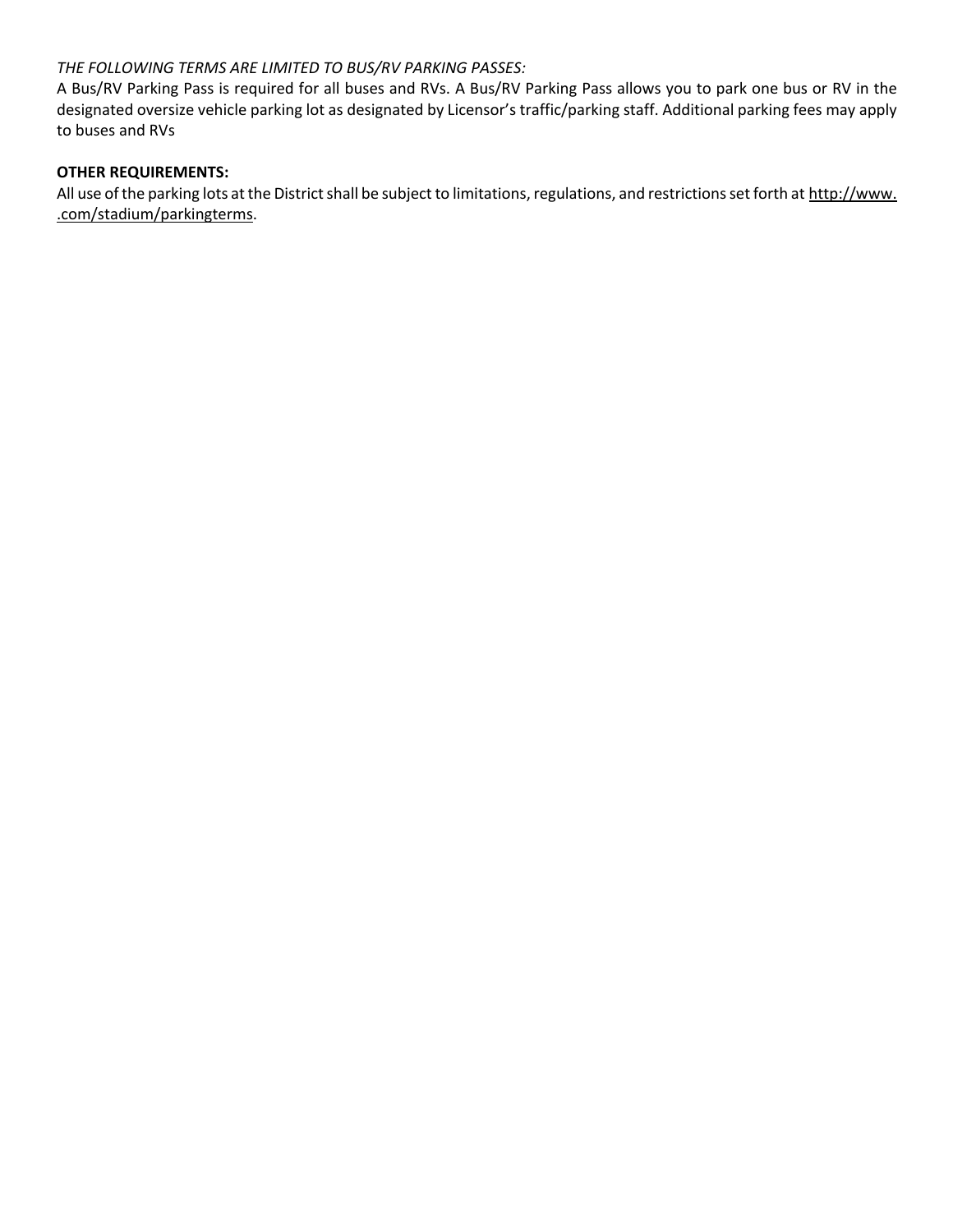*THE FOLLOWING TERMS ARE LIMITED TO BUS/RV PARKING PASSES:*
A Bus/RV Parking Pass is required for all buses and RVs. A Bus/RV Parking Pass allows you to park one bus or RV in the designated oversize vehicle parking lot as designated by Licensor's traffic/parking staff. Additional parking fees may apply to buses and RVs

**OTHER REQUIREMENTS:**
All use of the parking lots at the District shall be subject to limitations, regulations, and restrictions set forth at http://www. .com/stadium/parkingterms.